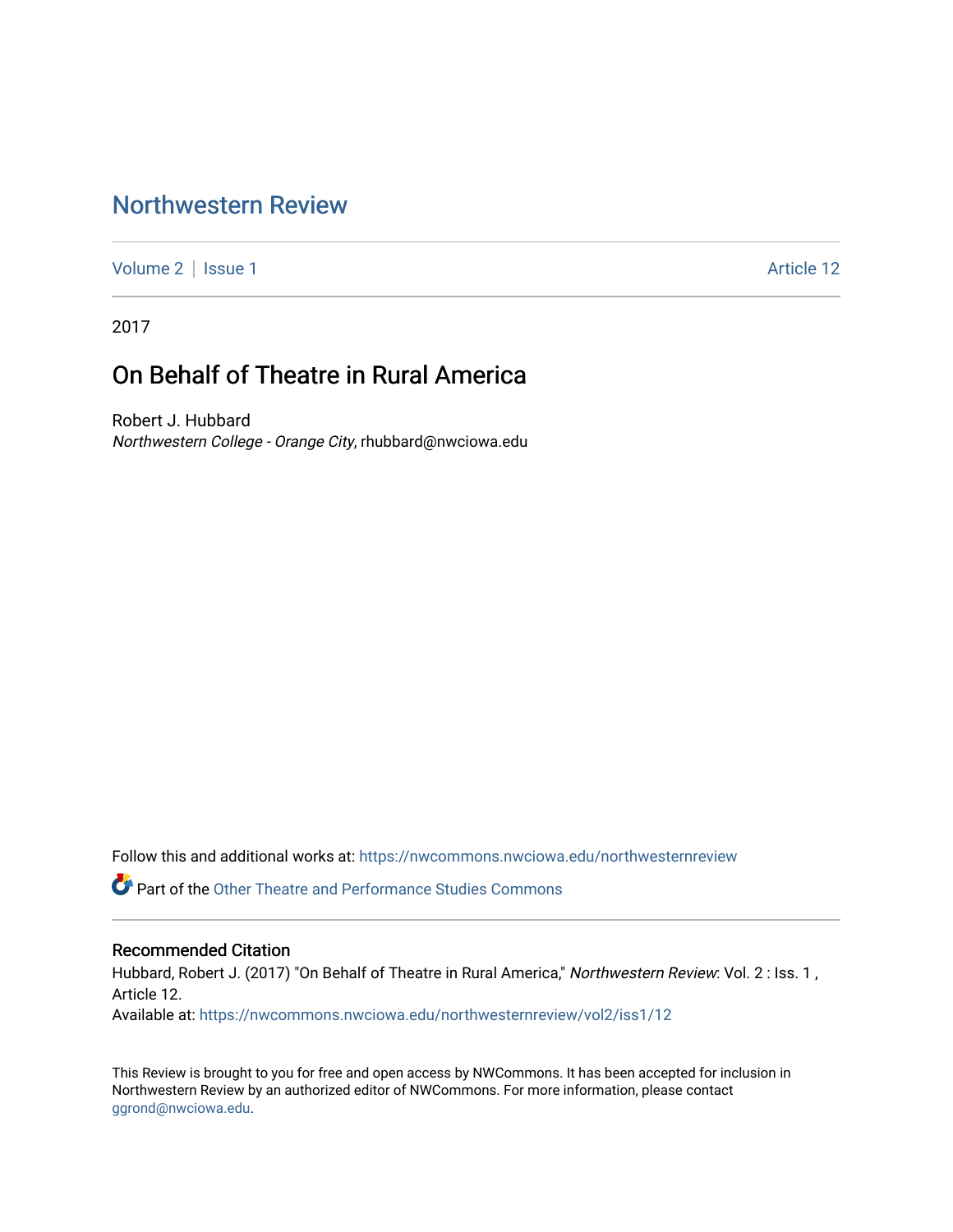# Northwestern Review

Volume 2 | Issue 1 Article 12

2017

## On Behalf of Theatre in Rural America

Robert J. Hubbard
*Northwestern College - Orange City*, rhubbard@nwciowa.edu

Follow this and additional works at: https://nwcommons.nwciowa.edu/northwesternreview

Part of the Other Theatre and Performance Studies Commons

### Recommended Citation

Hubbard, Robert J. (2017) "On Behalf of Theatre in Rural America," *Northwestern Review*: Vol. 2 : Iss. 1 , Article 12.
Available at: https://nwcommons.nwciowa.edu/northwesternreview/vol2/iss1/12

This Review is brought to you for free and open access by NWCommons. It has been accepted for inclusion in Northwestern Review by an authorized editor of NWCommons. For more information, please contact ggrond@nwciowa.edu.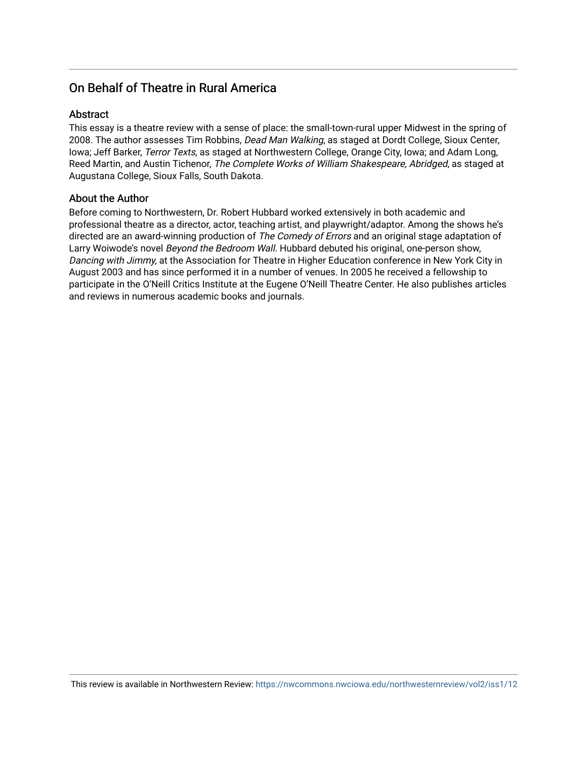## On Behalf of Theatre in Rural America

### Abstract

This essay is a theatre review with a sense of place: the small-town-rural upper Midwest in the spring of 2008. The author assesses Tim Robbins, *Dead Man Walking*, as staged at Dordt College, Sioux Center, Iowa; Jeff Barker, *Terror Texts*, as staged at Northwestern College, Orange City, Iowa; and Adam Long, Reed Martin, and Austin Tichenor, *The Complete Works of William Shakespeare, Abridged*, as staged at Augustana College, Sioux Falls, South Dakota.

### About the Author

Before coming to Northwestern, Dr. Robert Hubbard worked extensively in both academic and professional theatre as a director, actor, teaching artist, and playwright/adaptor. Among the shows he's directed are an award-winning production of *The Comedy of Errors* and an original stage adaptation of Larry Woiwode's novel *Beyond the Bedroom Wall.* Hubbard debuted his original, one-person show, *Dancing with Jimmy,* at the Association for Theatre in Higher Education conference in New York City in August 2003 and has since performed it in a number of venues. In 2005 he received a fellowship to participate in the O'Neill Critics Institute at the Eugene O'Neill Theatre Center. He also publishes articles and reviews in numerous academic books and journals.

This review is available in Northwestern Review: https://nwcommons.nwciowa.edu/northwesternreview/vol2/iss1/12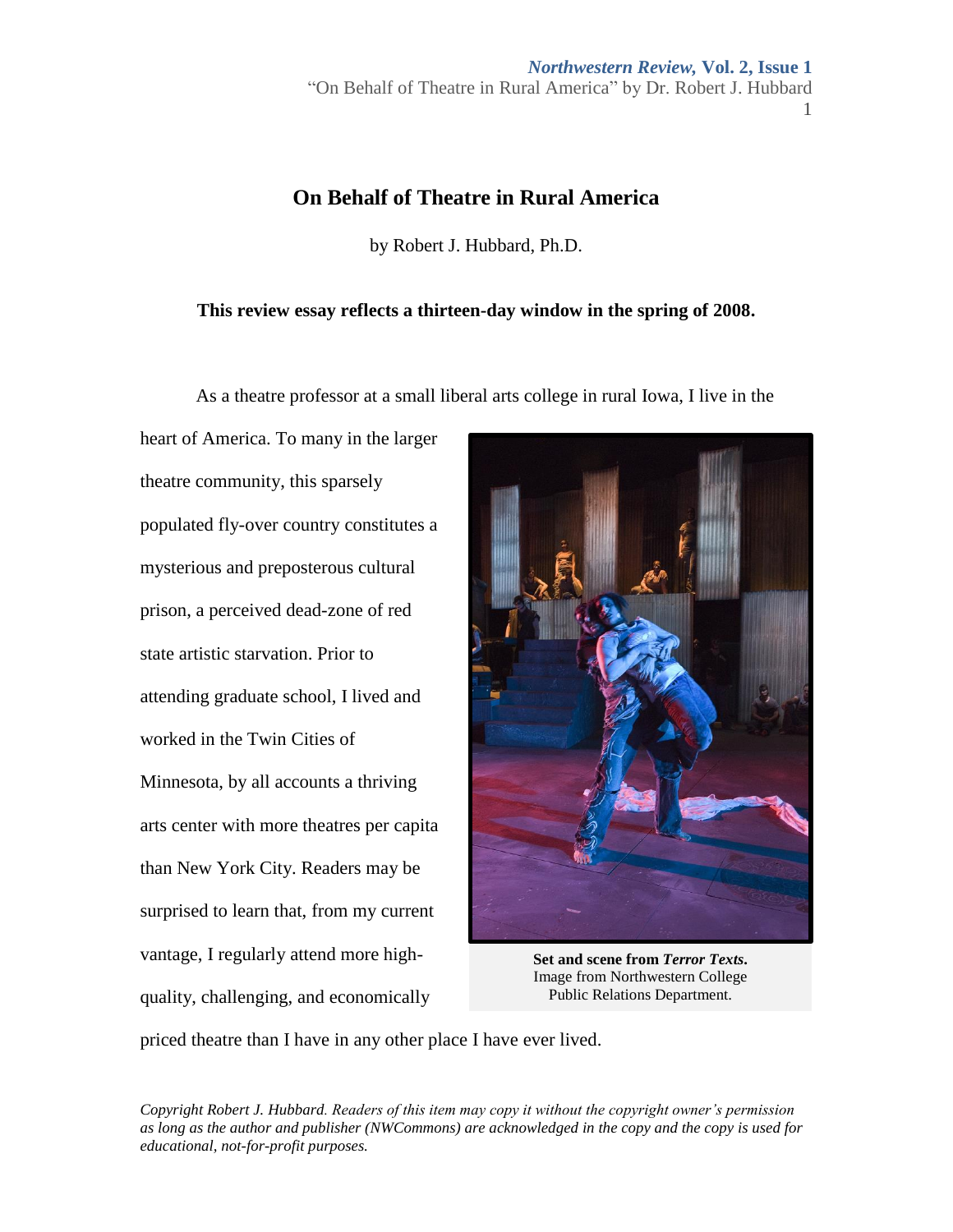# On Behalf of Theatre in Rural America

by Robert J. Hubbard, Ph.D.

**This review essay reflects a thirteen-day window in the spring of 2008.**

As a theatre professor at a small liberal arts college in rural Iowa, I live in the heart of America. To many in the larger theatre community, this sparsely populated fly-over country constitutes a mysterious and preposterous cultural prison, a perceived dead-zone of red state artistic starvation. Prior to attending graduate school, I lived and worked in the Twin Cities of Minnesota, by all accounts a thriving arts center with more theatres per capita than New York City. Readers may be surprised to learn that, from my current vantage, I regularly attend more high-quality, challenging, and economically priced theatre than I have in any other place I have ever lived.

**Set and scene from *Terror Texts*.** Image from Northwestern College Public Relations Department.

*Copyright Robert J. Hubbard. Readers of this item may copy it without the copyright owner's permission as long as the author and publisher (NWCommons) are acknowledged in the copy and the copy is used for educational, not-for-profit purposes.*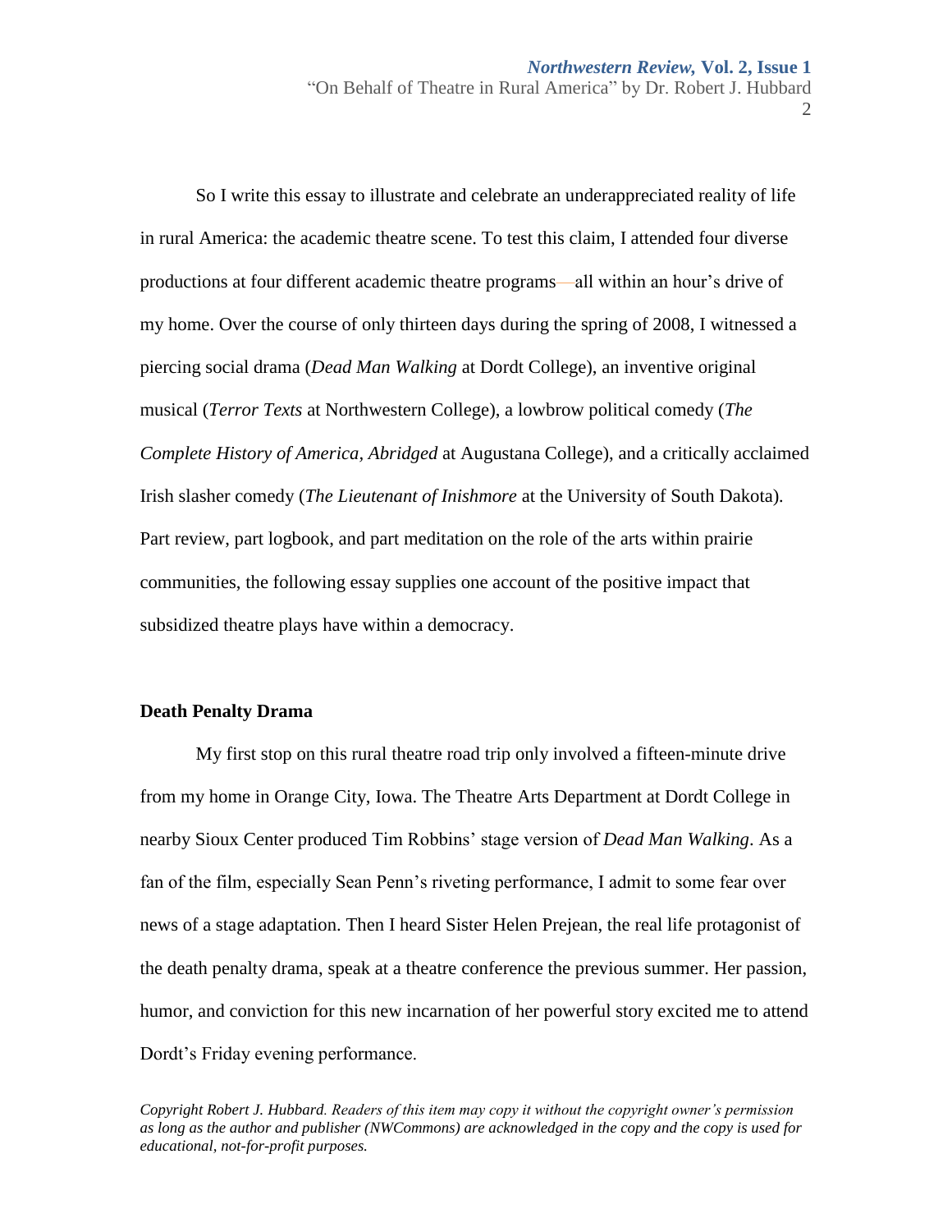So I write this essay to illustrate and celebrate an underappreciated reality of life in rural America: the academic theatre scene. To test this claim, I attended four diverse productions at four different academic theatre programs—all within an hour's drive of my home. Over the course of only thirteen days during the spring of 2008, I witnessed a piercing social drama (*Dead Man Walking* at Dordt College), an inventive original musical (*Terror Texts* at Northwestern College), a lowbrow political comedy (*The Complete History of America, Abridged* at Augustana College), and a critically acclaimed Irish slasher comedy (*The Lieutenant of Inishmore* at the University of South Dakota). Part review, part logbook, and part meditation on the role of the arts within prairie communities, the following essay supplies one account of the positive impact that subsidized theatre plays have within a democracy.

**Death Penalty Drama**

My first stop on this rural theatre road trip only involved a fifteen-minute drive from my home in Orange City, Iowa. The Theatre Arts Department at Dordt College in nearby Sioux Center produced Tim Robbins' stage version of *Dead Man Walking*. As a fan of the film, especially Sean Penn's riveting performance, I admit to some fear over news of a stage adaptation. Then I heard Sister Helen Prejean, the real life protagonist of the death penalty drama, speak at a theatre conference the previous summer. Her passion, humor, and conviction for this new incarnation of her powerful story excited me to attend Dordt's Friday evening performance.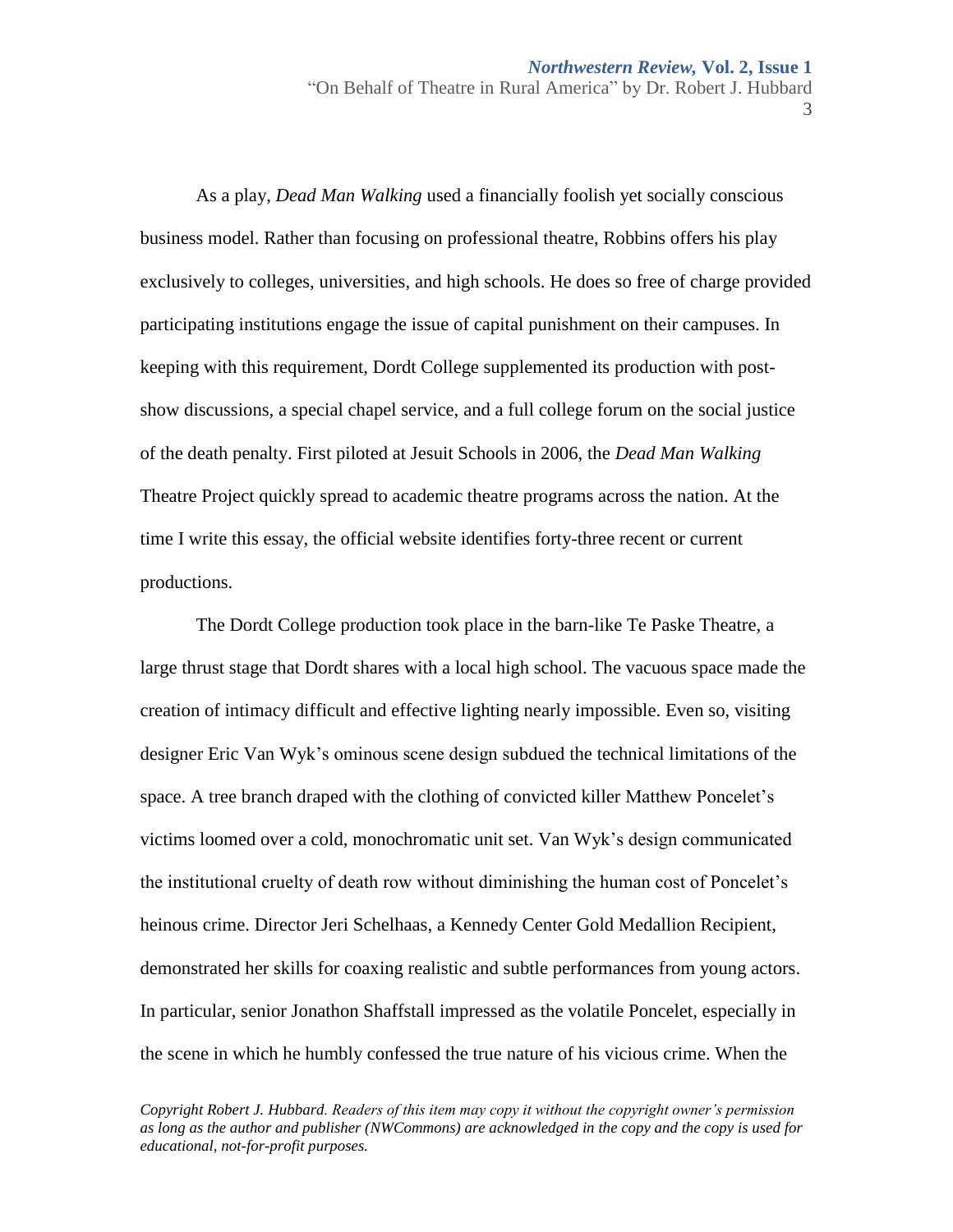As a play, *Dead Man Walking* used a financially foolish yet socially conscious business model. Rather than focusing on professional theatre, Robbins offers his play exclusively to colleges, universities, and high schools. He does so free of charge provided participating institutions engage the issue of capital punishment on their campuses. In keeping with this requirement, Dordt College supplemented its production with post-show discussions, a special chapel service, and a full college forum on the social justice of the death penalty. First piloted at Jesuit Schools in 2006, the *Dead Man Walking* Theatre Project quickly spread to academic theatre programs across the nation. At the time I write this essay, the official website identifies forty-three recent or current productions.

The Dordt College production took place in the barn-like Te Paske Theatre, a large thrust stage that Dordt shares with a local high school. The vacuous space made the creation of intimacy difficult and effective lighting nearly impossible. Even so, visiting designer Eric Van Wyk's ominous scene design subdued the technical limitations of the space. A tree branch draped with the clothing of convicted killer Matthew Poncelet's victims loomed over a cold, monochromatic unit set. Van Wyk's design communicated the institutional cruelty of death row without diminishing the human cost of Poncelet's heinous crime. Director Jeri Schelhaas, a Kennedy Center Gold Medallion Recipient, demonstrated her skills for coaxing realistic and subtle performances from young actors. In particular, senior Jonathon Shaffstall impressed as the volatile Poncelet, especially in the scene in which he humbly confessed the true nature of his vicious crime. When the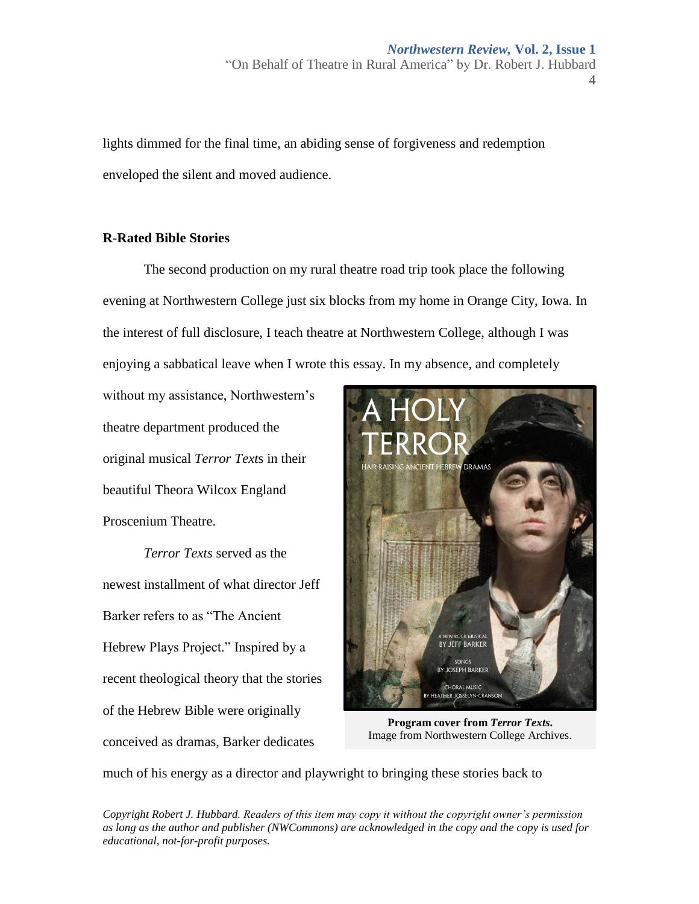lights dimmed for the final time, an abiding sense of forgiveness and redemption enveloped the silent and moved audience.

## R-Rated Bible Stories

The second production on my rural theatre road trip took place the following evening at Northwestern College just six blocks from my home in Orange City, Iowa. In the interest of full disclosure, I teach theatre at Northwestern College, although I was enjoying a sabbatical leave when I wrote this essay. In my absence, and completely without my assistance, Northwestern's theatre department produced the original musical *Terror Texts* in their beautiful Theora Wilcox England Proscenium Theatre.

**Program cover from *Terror Texts*.**
Image from Northwestern College Archives.

*Terror Texts* served as the newest installment of what director Jeff Barker refers to as "The Ancient Hebrew Plays Project." Inspired by a recent theological theory that the stories of the Hebrew Bible were originally conceived as dramas, Barker dedicates much of his energy as a director and playwright to bringing these stories back to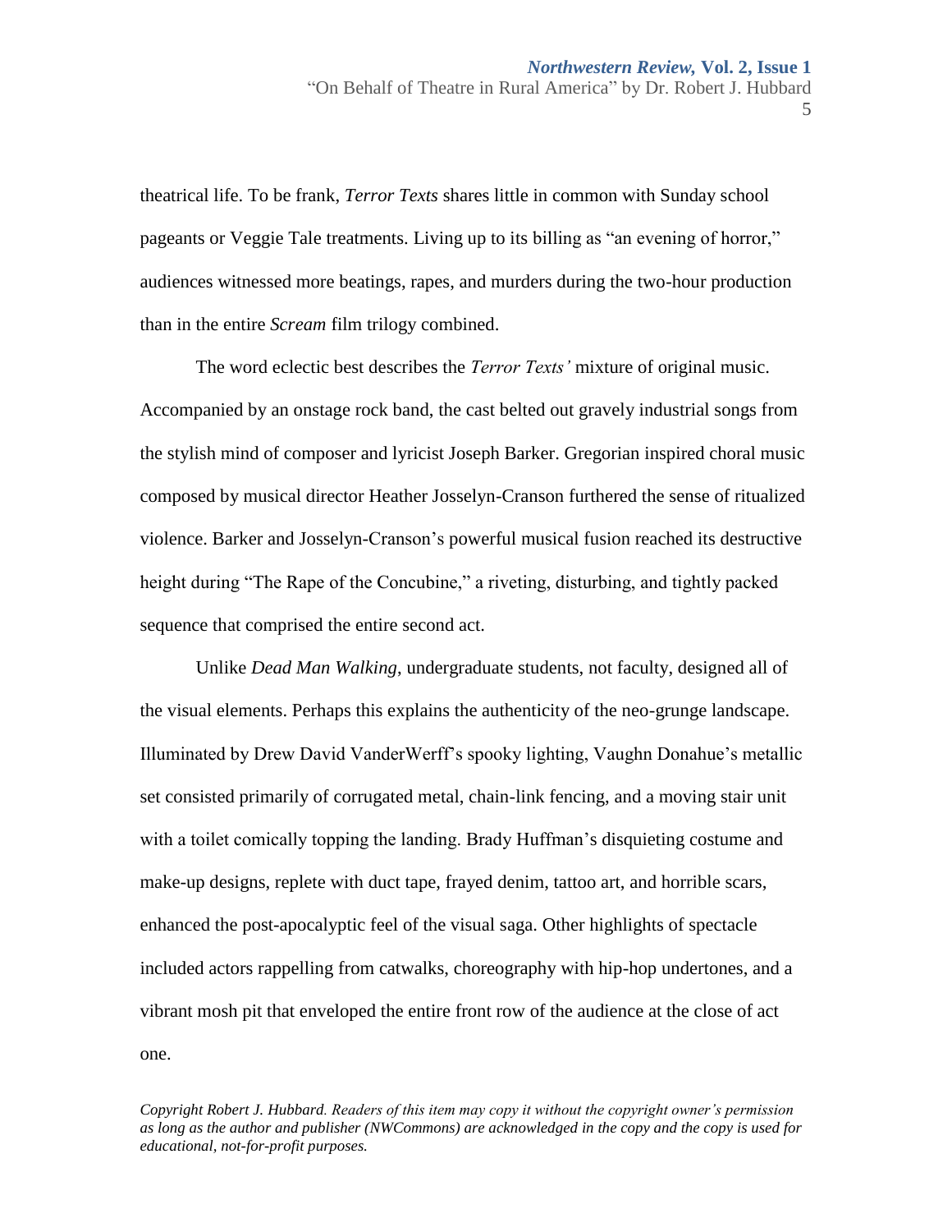theatrical life. To be frank, *Terror Texts* shares little in common with Sunday school pageants or Veggie Tale treatments. Living up to its billing as "an evening of horror," audiences witnessed more beatings, rapes, and murders during the two-hour production than in the entire *Scream* film trilogy combined.

The word eclectic best describes the *Terror Texts'* mixture of original music. Accompanied by an onstage rock band, the cast belted out gravely industrial songs from the stylish mind of composer and lyricist Joseph Barker. Gregorian inspired choral music composed by musical director Heather Josselyn-Cranson furthered the sense of ritualized violence. Barker and Josselyn-Cranson's powerful musical fusion reached its destructive height during "The Rape of the Concubine," a riveting, disturbing, and tightly packed sequence that comprised the entire second act.

Unlike *Dead Man Walking*, undergraduate students, not faculty, designed all of the visual elements. Perhaps this explains the authenticity of the neo-grunge landscape. Illuminated by Drew David VanderWerff's spooky lighting, Vaughn Donahue's metallic set consisted primarily of corrugated metal, chain-link fencing, and a moving stair unit with a toilet comically topping the landing. Brady Huffman's disquieting costume and make-up designs, replete with duct tape, frayed denim, tattoo art, and horrible scars, enhanced the post-apocalyptic feel of the visual saga. Other highlights of spectacle included actors rappelling from catwalks, choreography with hip-hop undertones, and a vibrant mosh pit that enveloped the entire front row of the audience at the close of act one.

*Copyright Robert J. Hubbard. Readers of this item may copy it without the copyright owner's permission as long as the author and publisher (NWCommons) are acknowledged in the copy and the copy is used for educational, not-for-profit purposes.*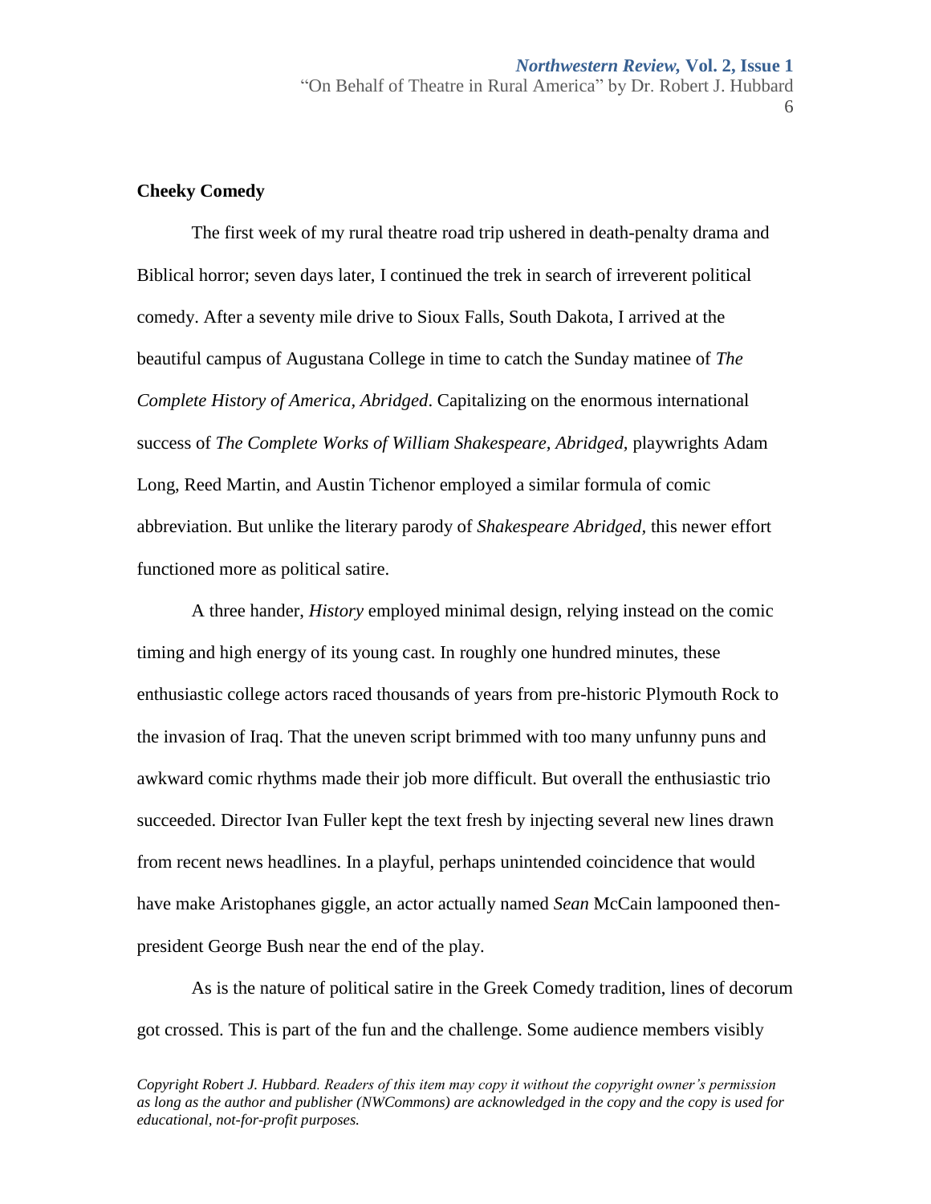**Cheeky Comedy**

The first week of my rural theatre road trip ushered in death-penalty drama and Biblical horror; seven days later, I continued the trek in search of irreverent political comedy. After a seventy mile drive to Sioux Falls, South Dakota, I arrived at the beautiful campus of Augustana College in time to catch the Sunday matinee of *The Complete History of America, Abridged*. Capitalizing on the enormous international success of *The Complete Works of William Shakespeare, Abridged,* playwrights Adam Long, Reed Martin, and Austin Tichenor employed a similar formula of comic abbreviation. But unlike the literary parody of *Shakespeare Abridged,* this newer effort functioned more as political satire.

A three hander, *History* employed minimal design, relying instead on the comic timing and high energy of its young cast. In roughly one hundred minutes, these enthusiastic college actors raced thousands of years from pre-historic Plymouth Rock to the invasion of Iraq. That the uneven script brimmed with too many unfunny puns and awkward comic rhythms made their job more difficult. But overall the enthusiastic trio succeeded. Director Ivan Fuller kept the text fresh by injecting several new lines drawn from recent news headlines. In a playful, perhaps unintended coincidence that would have make Aristophanes giggle, an actor actually named *Sean* McCain lampooned then-president George Bush near the end of the play.

As is the nature of political satire in the Greek Comedy tradition, lines of decorum got crossed. This is part of the fun and the challenge. Some audience members visibly

*Copyright Robert J. Hubbard. Readers of this item may copy it without the copyright owner's permission as long as the author and publisher (NWCommons) are acknowledged in the copy and the copy is used for educational, not-for-profit purposes.*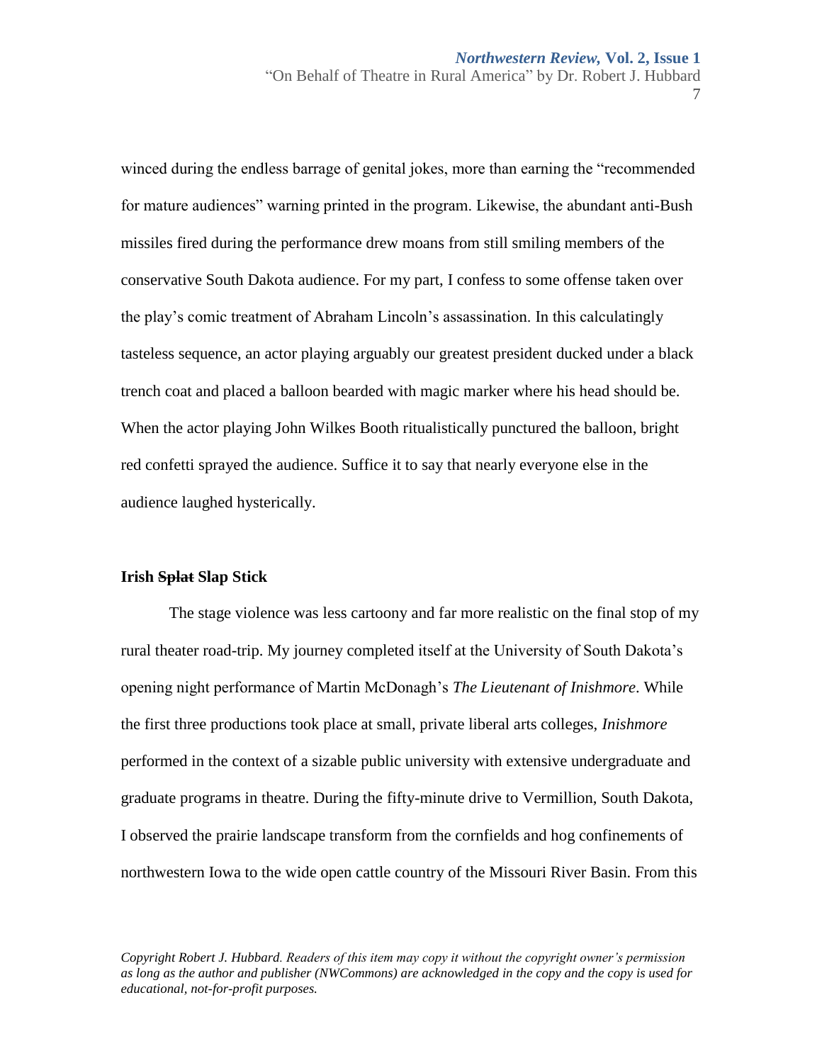winced during the endless barrage of genital jokes, more than earning the "recommended for mature audiences" warning printed in the program. Likewise, the abundant anti-Bush missiles fired during the performance drew moans from still smiling members of the conservative South Dakota audience. For my part, I confess to some offense taken over the play's comic treatment of Abraham Lincoln's assassination. In this calculatingly tasteless sequence, an actor playing arguably our greatest president ducked under a black trench coat and placed a balloon bearded with magic marker where his head should be. When the actor playing John Wilkes Booth ritualistically punctured the balloon, bright red confetti sprayed the audience. Suffice it to say that nearly everyone else in the audience laughed hysterically.

### Irish ~~Splat~~ Slap Stick

The stage violence was less cartoony and far more realistic on the final stop of my rural theater road-trip. My journey completed itself at the University of South Dakota's opening night performance of Martin McDonagh's *The Lieutenant of Inishmore*. While the first three productions took place at small, private liberal arts colleges, *Inishmore* performed in the context of a sizable public university with extensive undergraduate and graduate programs in theatre. During the fifty-minute drive to Vermillion, South Dakota, I observed the prairie landscape transform from the cornfields and hog confinements of northwestern Iowa to the wide open cattle country of the Missouri River Basin. From this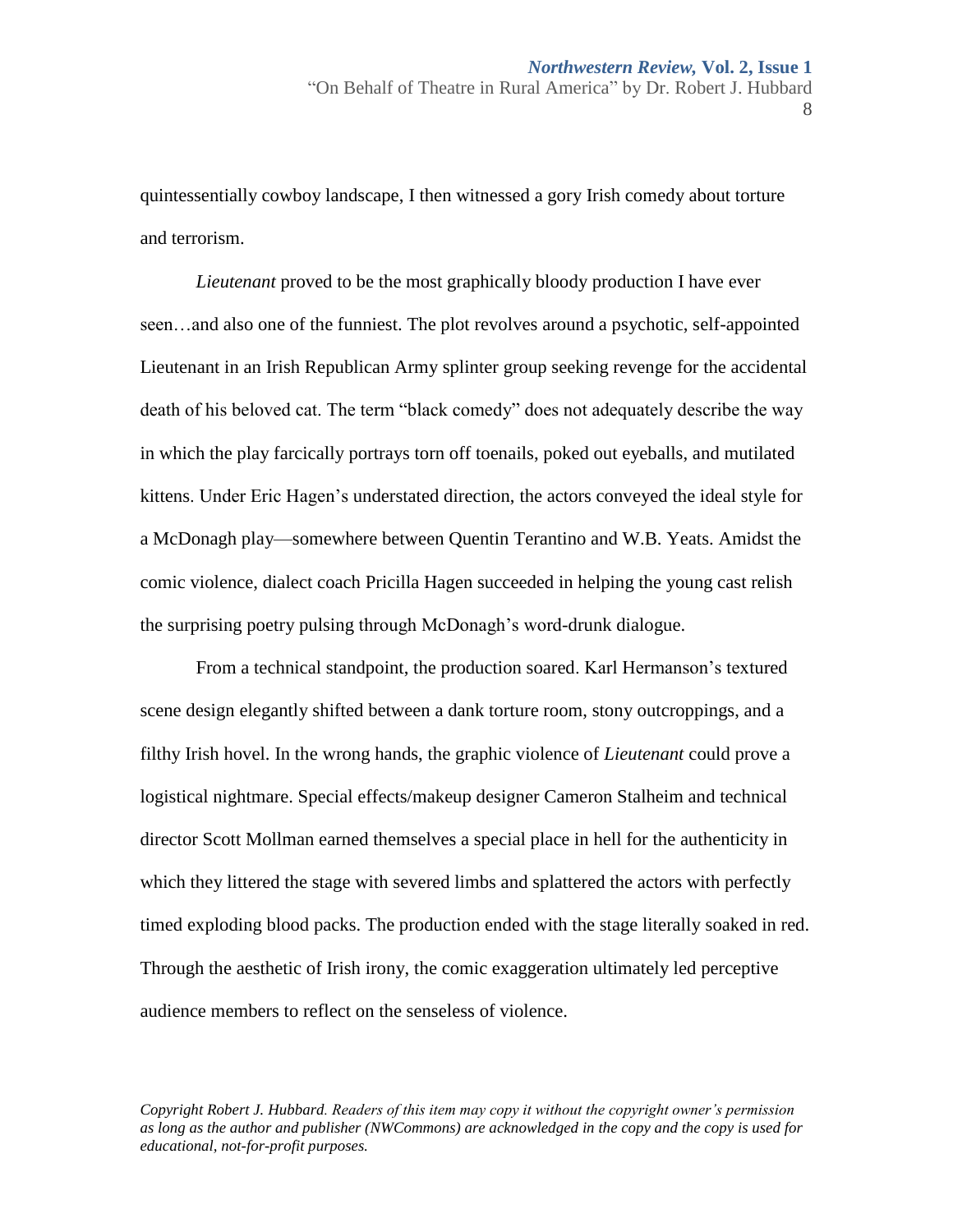quintessentially cowboy landscape, I then witnessed a gory Irish comedy about torture and terrorism.

*Lieutenant* proved to be the most graphically bloody production I have ever seen…and also one of the funniest. The plot revolves around a psychotic, self-appointed Lieutenant in an Irish Republican Army splinter group seeking revenge for the accidental death of his beloved cat. The term "black comedy" does not adequately describe the way in which the play farcically portrays torn off toenails, poked out eyeballs, and mutilated kittens. Under Eric Hagen's understated direction, the actors conveyed the ideal style for a McDonagh play—somewhere between Quentin Terantino and W.B. Yeats. Amidst the comic violence, dialect coach Pricilla Hagen succeeded in helping the young cast relish the surprising poetry pulsing through McDonagh's word-drunk dialogue.

From a technical standpoint, the production soared. Karl Hermanson's textured scene design elegantly shifted between a dank torture room, stony outcroppings, and a filthy Irish hovel. In the wrong hands, the graphic violence of *Lieutenant* could prove a logistical nightmare. Special effects/makeup designer Cameron Stalheim and technical director Scott Mollman earned themselves a special place in hell for the authenticity in which they littered the stage with severed limbs and splattered the actors with perfectly timed exploding blood packs. The production ended with the stage literally soaked in red. Through the aesthetic of Irish irony, the comic exaggeration ultimately led perceptive audience members to reflect on the senseless of violence.

*Copyright Robert J. Hubbard. Readers of this item may copy it without the copyright owner's permission as long as the author and publisher (NWCommons) are acknowledged in the copy and the copy is used for educational, not-for-profit purposes.*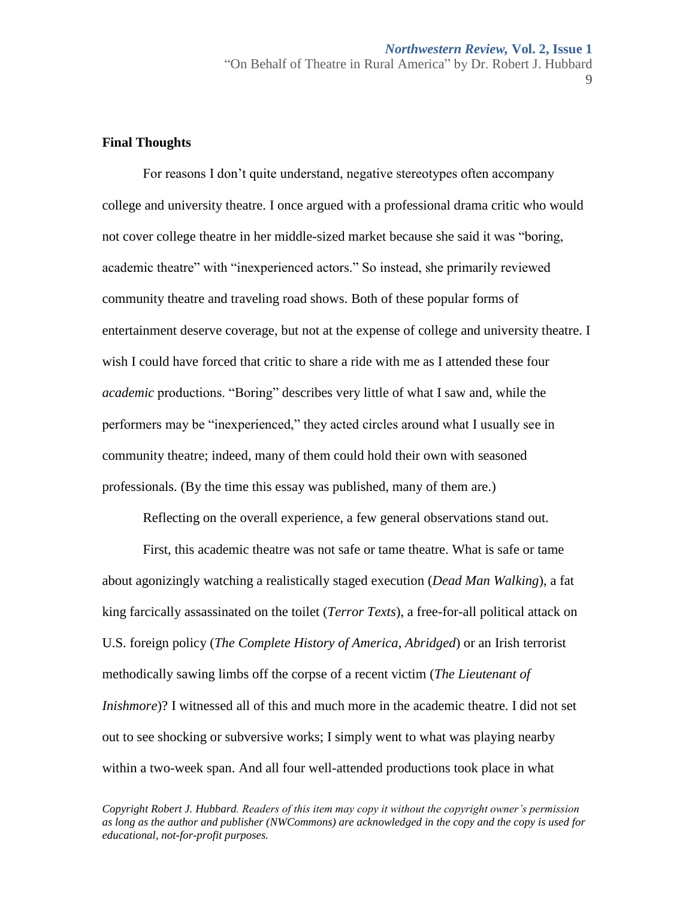## Final Thoughts

For reasons I don't quite understand, negative stereotypes often accompany college and university theatre. I once argued with a professional drama critic who would not cover college theatre in her middle-sized market because she said it was "boring, academic theatre" with "inexperienced actors." So instead, she primarily reviewed community theatre and traveling road shows. Both of these popular forms of entertainment deserve coverage, but not at the expense of college and university theatre. I wish I could have forced that critic to share a ride with me as I attended these four *academic* productions. "Boring" describes very little of what I saw and, while the performers may be "inexperienced," they acted circles around what I usually see in community theatre; indeed, many of them could hold their own with seasoned professionals. (By the time this essay was published, many of them are.)

Reflecting on the overall experience, a few general observations stand out.

First, this academic theatre was not safe or tame theatre. What is safe or tame about agonizingly watching a realistically staged execution (*Dead Man Walking*), a fat king farcically assassinated on the toilet (*Terror Texts*), a free-for-all political attack on U.S. foreign policy (*The Complete History of America, Abridged*) or an Irish terrorist methodically sawing limbs off the corpse of a recent victim (*The Lieutenant of Inishmore*)? I witnessed all of this and much more in the academic theatre. I did not set out to see shocking or subversive works; I simply went to what was playing nearby within a two-week span. And all four well-attended productions took place in what

*Copyright Robert J. Hubbard. Readers of this item may copy it without the copyright owner's permission as long as the author and publisher (NWCommons) are acknowledged in the copy and the copy is used for educational, not-for-profit purposes.*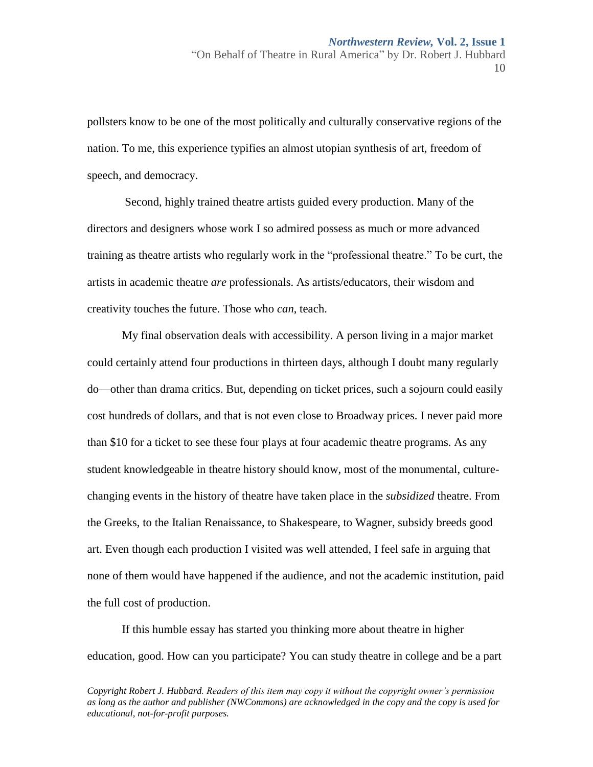pollsters know to be one of the most politically and culturally conservative regions of the nation. To me, this experience typifies an almost utopian synthesis of art, freedom of speech, and democracy.

Second, highly trained theatre artists guided every production. Many of the directors and designers whose work I so admired possess as much or more advanced training as theatre artists who regularly work in the "professional theatre." To be curt, the artists in academic theatre *are* professionals. As artists/educators, their wisdom and creativity touches the future. Those who *can*, teach.

My final observation deals with accessibility. A person living in a major market could certainly attend four productions in thirteen days, although I doubt many regularly do—other than drama critics. But, depending on ticket prices, such a sojourn could easily cost hundreds of dollars, and that is not even close to Broadway prices. I never paid more than $10 for a ticket to see these four plays at four academic theatre programs. As any student knowledgeable in theatre history should know, most of the monumental, culture-changing events in the history of theatre have taken place in the *subsidized* theatre. From the Greeks, to the Italian Renaissance, to Shakespeare, to Wagner, subsidy breeds good art. Even though each production I visited was well attended, I feel safe in arguing that none of them would have happened if the audience, and not the academic institution, paid the full cost of production.

If this humble essay has started you thinking more about theatre in higher education, good. How can you participate? You can study theatre in college and be a part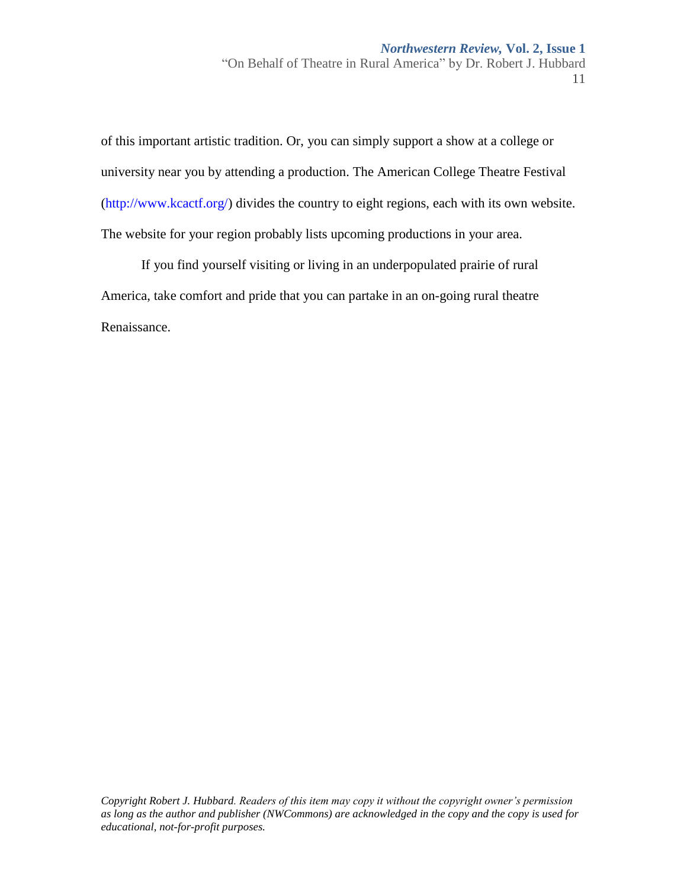of this important artistic tradition. Or, you can simply support a show at a college or university near you by attending a production. The American College Theatre Festival (http://www.kcactf.org/) divides the country to eight regions, each with its own website. The website for your region probably lists upcoming productions in your area.

If you find yourself visiting or living in an underpopulated prairie of rural America, take comfort and pride that you can partake in an on-going rural theatre Renaissance.

*Copyright Robert J. Hubbard. Readers of this item may copy it without the copyright owner's permission as long as the author and publisher (NWCommons) are acknowledged in the copy and the copy is used for educational, not-for-profit purposes.*